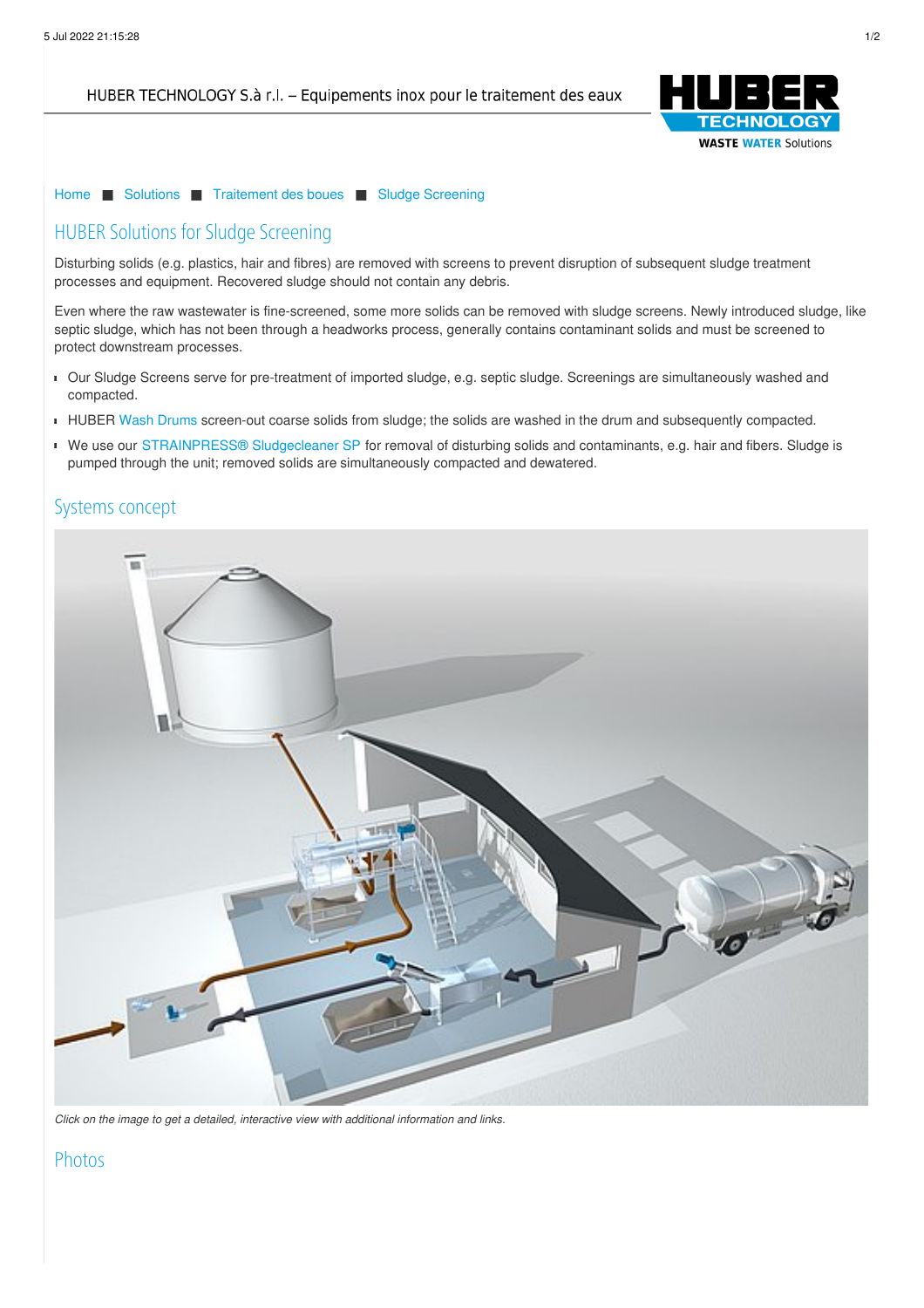HUBER TECHNOLOGY S.à r.l. – Equipements inox pour le traitement des eaux

Home ■ Solutions ■ Traitement des boues ■ Sludge Screening

# HUBER Solutions for Sludge Screening

Disturbing solids (e.g. plastics, hair and fibres) are removed with screens to prevent disruption of subsequent sludge treatment processes and equipment. Recovered sludge should not contain any debris.

Even where the raw wastewater is fine-screened, some more solids can be removed with sludge screens. Newly introduced sludge, like septic sludge, which has not been through a headworks process, generally contains contaminant solids and must be screened to protect downstream processes.

- Our Sludge Screens serve for pre-treatment of imported sludge, e.g. septic sludge. Screenings are simultaneously washed and compacted.
- HUBER Wash Drums screen-out coarse solids from sludge; the solids are washed in the drum and subsequently compacted.
- We use our STRAINPRESS® Sludgecleaner SP for removal of disturbing solids and contaminants, e.g. hair and fibers. Sludge is pumped through the unit; removed solids are simultaneously compacted and dewatered.

## Systems concept

*Click on the image to get a detailed, interactive view with additional information and links.*

## Photos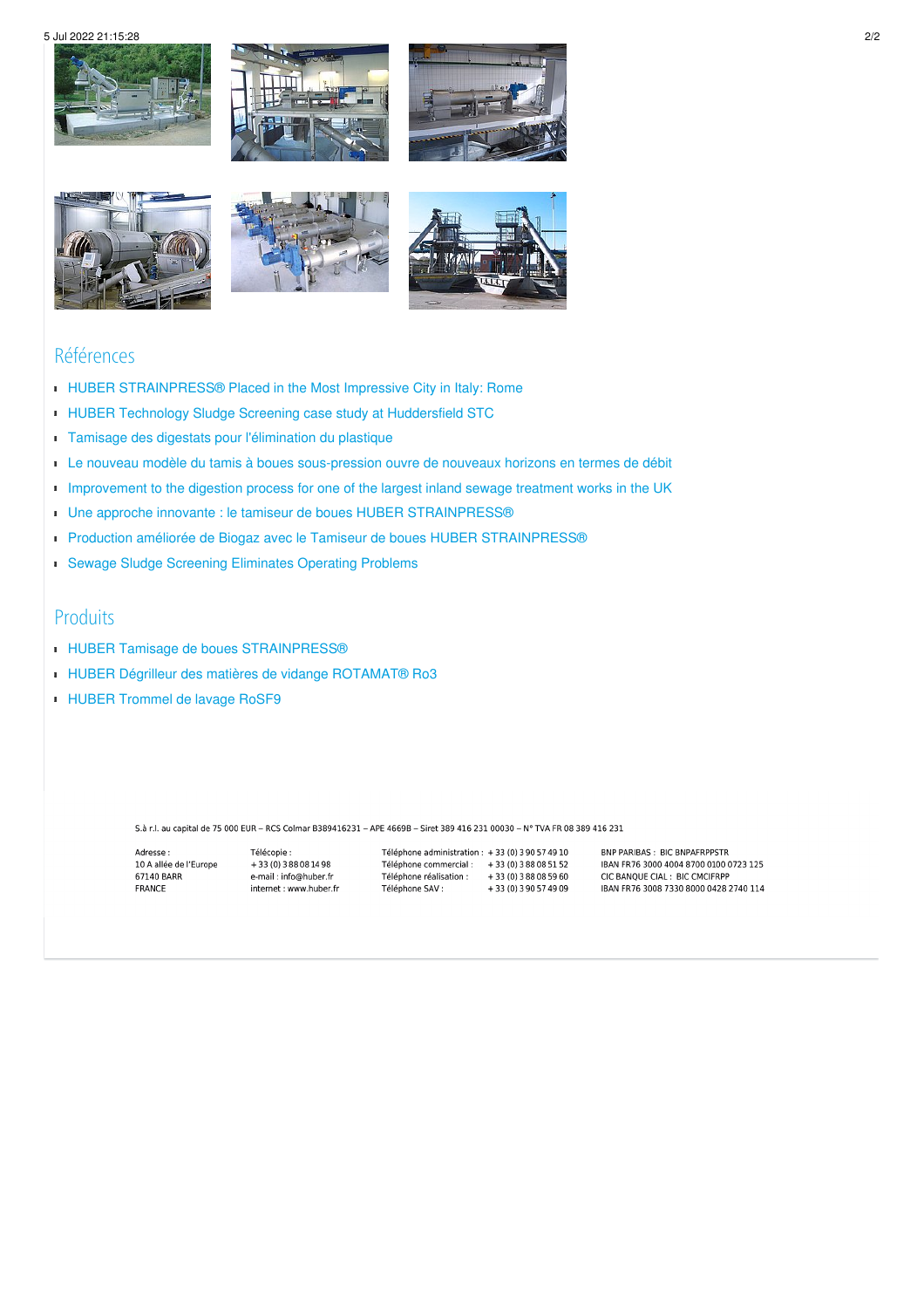## Références

- HUBER STRAINPRESS® Placed in the Most Impressive City in Italy: Rome
- HUBER Technology Sludge Screening case study at Huddersfield STC
- Tamisage des digestats pour l'élimination du plastique
- Le nouveau modèle du tamis à boues sous-pression ouvre de nouveaux horizons en termes de débit
- Improvement to the digestion process for one of the largest inland sewage treatment works in the UK
- Une approche innovante : le tamiseur de boues HUBER STRAINPRESS®
- Production améliorée de Biogaz avec le Tamiseur de boues HUBER STRAINPRESS®
- Sewage Sludge Screening Eliminates Operating Problems

## Produits

- HUBER Tamisage de boues STRAINPRESS®
- HUBER Dégrilleur des matières de vidange ROTAMAT® Ro3
- HUBER Trommel de lavage RoSF9

S.à r.l. au capital de 75 000 EUR – RCS Colmar B389416231 – APE 4669B – Siret 389 416 231 00030 – N° TVA FR 08 389 416 231

| | | | |
|---|---|---|---|
| Adresse :<br>10 A allée de l'Europe<br>67140 BARR<br>FRANCE | Télécopie :<br>+ 33 (0) 3 88 08 14 98<br>e-mail : info@huber.fr<br>internet : www.huber.fr | Téléphone administration : + 33 (0) 3 90 57 49 10<br>Téléphone commercial : + 33 (0) 3 88 08 51 52<br>Téléphone réalisation : + 33 (0) 3 88 08 59 60<br>Téléphone SAV : + 33 (0) 3 90 57 49 09 | BNP PARIBAS : BIC BNPAFRPPSTR<br>IBAN FR76 3000 4004 8700 0100 0723 125<br>CIC BANQUE CIAL : BIC CMCIFRPP<br>IBAN FR76 3008 7330 8000 0428 2740 114 |